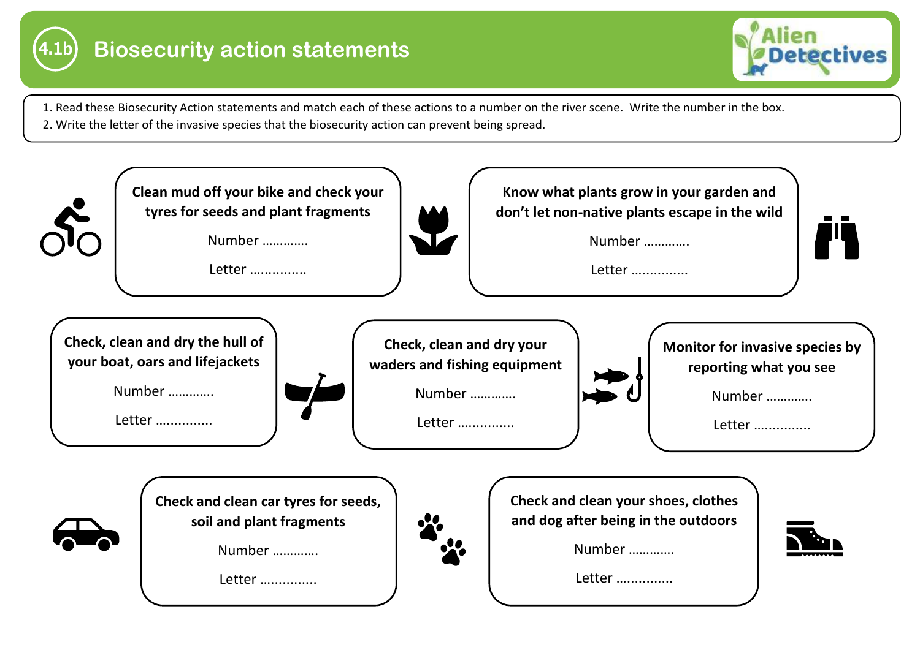# 4.1b Biosecurity action statements

Alien Detectives

1. Read these Biosecurity Action statements and match each of these actions to a number on the river scene. Write the number in the box.
2. Write the letter of the invasive species that the biosecurity action can prevent being spread.

**Clean mud off your bike and check your tyres for seeds and plant fragments**

Number ............

Letter ..............

**Know what plants grow in your garden and don't let non-native plants escape in the wild**

Number ............

Letter ..............

**Check, clean and dry the hull of your boat, oars and lifejackets**

Number ............

Letter ..............

**Check, clean and dry your waders and fishing equipment**

Number ............

Letter ..............

**Monitor for invasive species by reporting what you see**

Number ............

Letter ..............

**Check and clean car tyres for seeds, soil and plant fragments**

Number ............

Letter ..............

**Check and clean your shoes, clothes and dog after being in the outdoors**

Number ............

Letter ..............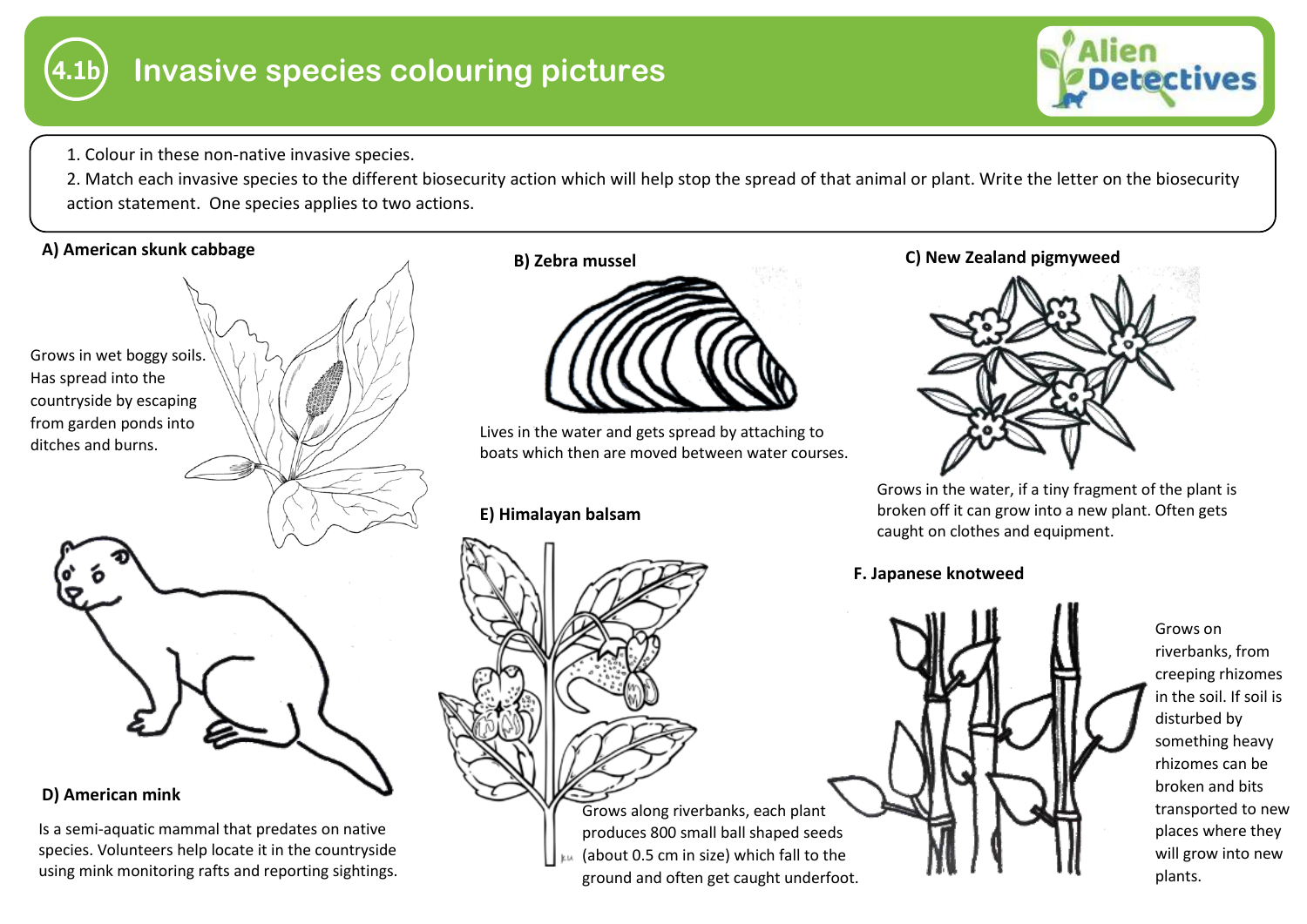# 4.1b Invasive species colouring pictures

Alien Detectives

1. Colour in these non-native invasive species.
2. Match each invasive species to the different biosecurity action which will help stop the spread of that animal or plant. Write the letter on the biosecurity action statement. One species applies to two actions.

**A) American skunk cabbage**

Grows in wet boggy soils. Has spread into the countryside by escaping from garden ponds into ditches and burns.

**B) Zebra mussel**

Lives in the water and gets spread by attaching to boats which then are moved between water courses.

**C) New Zealand pigmyweed**

Grows in the water, if a tiny fragment of the plant is broken off it can grow into a new plant. Often gets caught on clothes and equipment.

**D) American mink**

Is a semi-aquatic mammal that predates on native species. Volunteers help locate it in the countryside using mink monitoring rafts and reporting sightings.

**E) Himalayan balsam**

Grows along riverbanks, each plant produces 800 small ball shaped seeds (about 0.5 cm in size) which fall to the ground and often get caught underfoot.

**F. Japanese knotweed**

Grows on riverbanks, from creeping rhizomes in the soil. If soil is disturbed by something heavy rhizomes can be broken and bits transported to new places where they will grow into new plants.